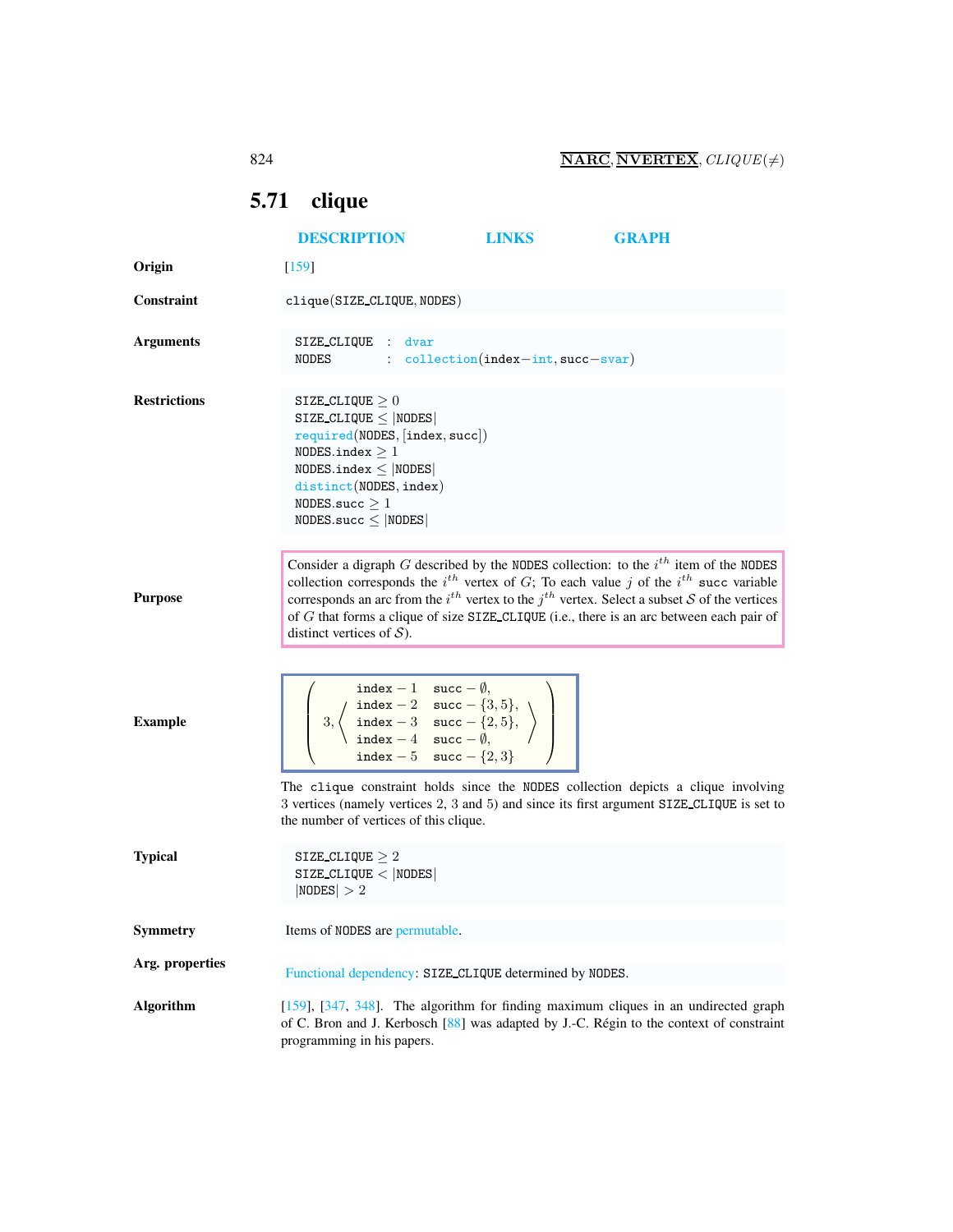## 5.71 clique

DESCRIPTION LINKS GRAPH

**Origin**

[159]

**Constraint**

clique(SIZE_CLIQUE, NODES)

**Arguments**

```
SIZE_CLIQUE : dvar
NODES       : collection(index−int, succ−svar)
```

**Restrictions**

```
SIZE_CLIQUE ≥ 0
SIZE_CLIQUE ≤ |NODES|
required(NODES, [index, succ])
NODES.index ≥ 1
NODES.index ≤ |NODES|
distinct(NODES, index)
NODES.succ ≥ 1
NODES.succ ≤ |NODES|
```

**Purpose**

Consider a digraph $G$ described by the NODES collection: to the $i^{th}$ item of the NODES collection corresponds the $i^{th}$ vertex of $G$; To each value $j$ of the $i^{th}$ succ variable corresponds an arc from the $i^{th}$ vertex to the $j^{th}$ vertex. Select a subset $\mathcal{S}$ of the vertices of $G$ that forms a clique of size SIZE_CLIQUE (i.e., there is an arc between each pair of distinct vertices of $\mathcal{S}$).

**Example**

$$\left(3, \left\langle \begin{array}{ll} \texttt{index}-1 & \texttt{succ}-\emptyset, \\ \texttt{index}-2 & \texttt{succ}-\{3,5\}, \\ \texttt{index}-3 & \texttt{succ}-\{2,5\}, \\ \texttt{index}-4 & \texttt{succ}-\emptyset, \\ \texttt{index}-5 & \texttt{succ}-\{2,3\} \end{array} \right\rangle \right)$$

The clique constraint holds since the NODES collection depicts a clique involving 3 vertices (namely vertices 2, 3 and 5) and since its first argument SIZE_CLIQUE is set to the number of vertices of this clique.

**Typical**

```
SIZE_CLIQUE ≥ 2
SIZE_CLIQUE < |NODES|
|NODES| > 2
```

**Symmetry**

Items of NODES are permutable.

**Arg. properties**

Functional dependency: SIZE_CLIQUE determined by NODES.

**Algorithm**

[159], [347, 348]. The algorithm for finding maximum cliques in an undirected graph of C. Bron and J. Kerbosch [88] was adapted by J.-C. Régin to the context of constraint programming in his papers.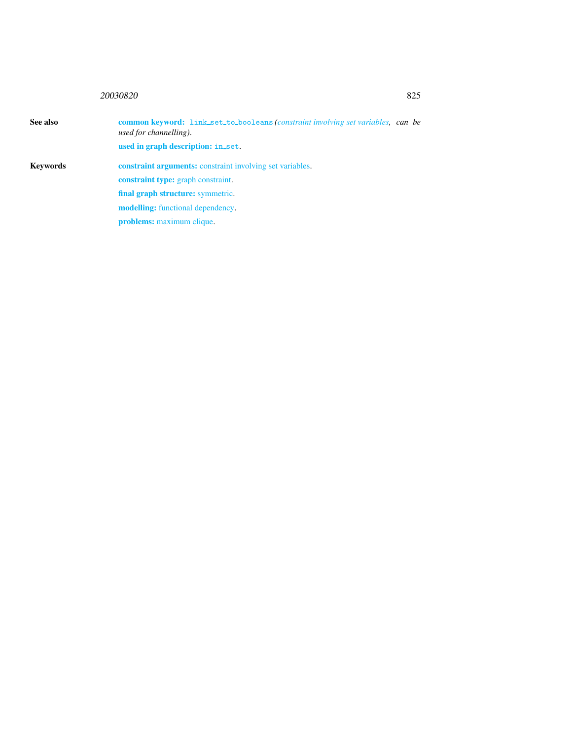**See also**

**common keyword:** `link_set_to_booleans` *(constraint involving set variables, can be used for channelling).*

**used in graph description:** `in_set`.

**Keywords**

**constraint arguments:** constraint involving set variables.

**constraint type:** graph constraint.

**final graph structure:** symmetric.

**modelling:** functional dependency.

**problems:** maximum clique.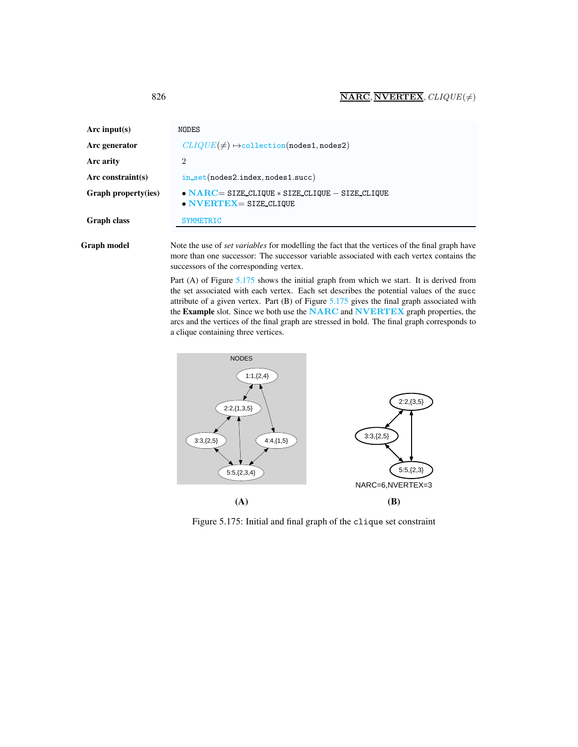| | |
|---|---|
| **Arc input(s)** | NODES |
| **Arc generator** | *CLIQUE*($\neq$) $\mapsto$collection(nodes1, nodes2) |
| **Arc arity** | 2 |
| **Arc constraint(s)** | in_set(nodes2.index, nodes1.succ) |
| **Graph property(ies)** | • **NARC**= SIZE_CLIQUE * SIZE_CLIQUE − SIZE_CLIQUE <br> • **NVERTEX**= SIZE_CLIQUE |
| **Graph class** | SYMMETRIC |

**Graph model**

Note the use of *set variables* for modelling the fact that the vertices of the final graph have more than one successor: The successor variable associated with each vertex contains the successors of the corresponding vertex.

Part (A) of Figure 5.175 shows the initial graph from which we start. It is derived from the set associated with each vertex. Each set describes the potential values of the succ attribute of a given vertex. Part (B) of Figure 5.175 gives the final graph associated with the **Example** slot. Since we both use the **NARC** and **NVERTEX** graph properties, the arcs and the vertices of the final graph are stressed in bold. The final graph corresponds to a clique containing three vertices.

**(A)** **(B)**

Figure 5.175: Initial and final graph of the clique set constraint